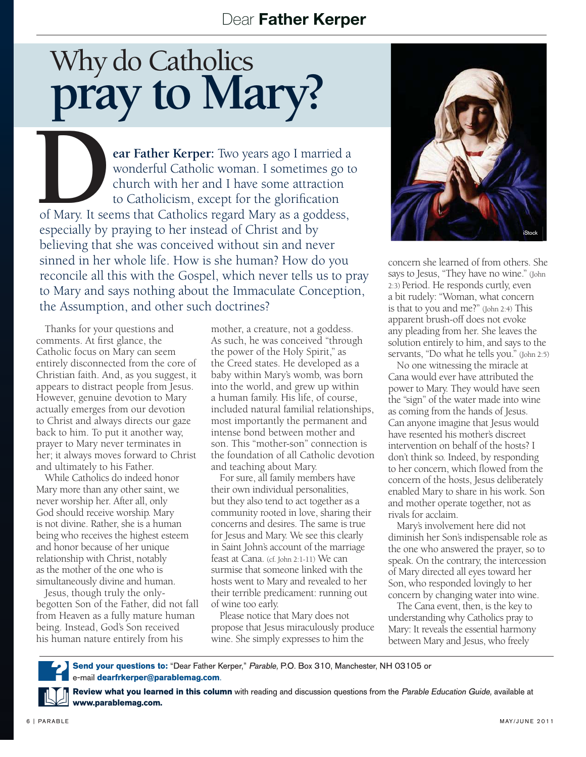# Why do Catholics pray to Mary?

**Dear Father Kerper:** Two years ago I married a wonderful Catholic woman. I sometimes go to church with her and I have some attraction to Catholicism, except for the glorification of Mary. It seems that Catholics regard Mary as a goddess, especially by praying to her instead of Christ and by believing that she was conceived without sin and never sinned in her whole life. How is she human? How do you reconcile all this with the Gospel, which never tells us to pray to Mary and says nothing about the Immaculate Conception, the Assumption, and other such doctrines?

Thanks for your questions and comments. At first glance, the Catholic focus on Mary can seem entirely disconnected from the core of Christian faith. And, as you suggest, it appears to distract people from Jesus. However, genuine devotion to Mary actually emerges from our devotion to Christ and always directs our gaze back to him. To put it another way, prayer to Mary never terminates in her; it always moves forward to Christ and ultimately to his Father.

While Catholics do indeed honor Mary more than any other saint, we never worship her. After all, only God should receive worship. Mary is not divine. Rather, she is a human being who receives the highest esteem and honor because of her unique relationship with Christ, notably as the mother of the one who is simultaneously divine and human.

Jesus, though truly the only-begotten Son of the Father, did not fall from Heaven as a fully mature human being. Instead, God's Son received his human nature entirely from his mother, a creature, not a goddess. As such, he was conceived "through the power of the Holy Spirit," as the Creed states. He developed as a baby within Mary's womb, was born into the world, and grew up within a human family. His life, of course, included natural familial relationships, most importantly the permanent and intense bond between mother and son. This "mother-son" connection is the foundation of all Catholic devotion and teaching about Mary.

For sure, all family members have their own individual personalities, but they also tend to act together as a community rooted in love, sharing their concerns and desires. The same is true for Jesus and Mary. We see this clearly in Saint John's account of the marriage feast at Cana. (cf. John 2:1-11) We can surmise that someone linked with the hosts went to Mary and revealed to her their terrible predicament: running out of wine too early.

Please notice that Mary does not propose that Jesus miraculously produce wine. She simply expresses to him the concern she learned of from others. She says to Jesus, "They have no wine." (John 2:3) Period. He responds curtly, even a bit rudely: "Woman, what concern is that to you and me?" (John 2:4) This apparent brush-off does not evoke any pleading from her. She leaves the solution entirely to him, and says to the servants, "Do what he tells you." (John 2:5)

No one witnessing the miracle at Cana would ever have attributed the power to Mary. They would have seen the "sign" of the water made into wine as coming from the hands of Jesus. Can anyone imagine that Jesus would have resented his mother's discreet intervention on behalf of the hosts? I don't think so. Indeed, by responding to her concern, which flowed from the concern of the hosts, Jesus deliberately enabled Mary to share in his work. Son and mother operate together, not as rivals for acclaim.

Mary's involvement here did not diminish her Son's indispensable role as the one who answered the prayer, so to speak. On the contrary, the intercession of Mary directed all eyes toward her Son, who responded lovingly to her concern by changing water into wine.

The Cana event, then, is the key to understanding why Catholics pray to Mary: It reveals the essential harmony between Mary and Jesus, who freely

**Send your questions to:** "Dear Father Kerper," *Parable*, P.O. Box 310, Manchester, NH 03105 or e-mail **dearfrkerper@parablemag.com**.

**Review what you learned in this column** with reading and discussion questions from the *Parable Education Guide*, available at **www.parablemag.com.**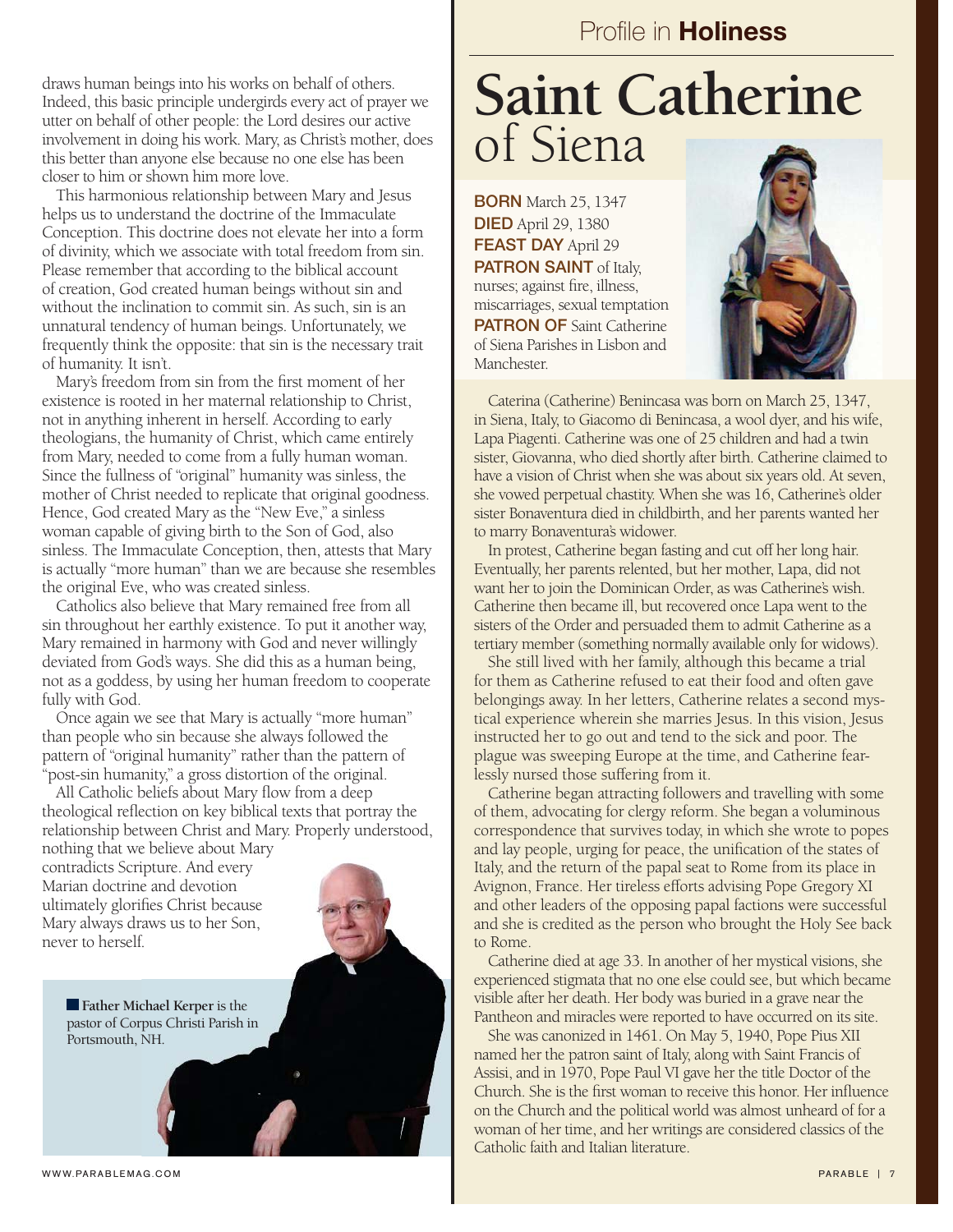draws human beings into his works on behalf of others. Indeed, this basic principle undergirds every act of prayer we utter on behalf of other people: the Lord desires our active involvement in doing his work. Mary, as Christ's mother, does this better than anyone else because no one else has been closer to him or shown him more love.

This harmonious relationship between Mary and Jesus helps us to understand the doctrine of the Immaculate Conception. This doctrine does not elevate her into a form of divinity, which we associate with total freedom from sin. Please remember that according to the biblical account of creation, God created human beings without sin and without the inclination to commit sin. As such, sin is an unnatural tendency of human beings. Unfortunately, we frequently think the opposite: that sin is the necessary trait of humanity. It isn't.

Mary's freedom from sin from the first moment of her existence is rooted in her maternal relationship to Christ, not in anything inherent in herself. According to early theologians, the humanity of Christ, which came entirely from Mary, needed to come from a fully human woman. Since the fullness of "original" humanity was sinless, the mother of Christ needed to replicate that original goodness. Hence, God created Mary as the "New Eve," a sinless woman capable of giving birth to the Son of God, also sinless. The Immaculate Conception, then, attests that Mary is actually "more human" than we are because she resembles the original Eve, who was created sinless.

Catholics also believe that Mary remained free from all sin throughout her earthly existence. To put it another way, Mary remained in harmony with God and never willingly deviated from God's ways. She did this as a human being, not as a goddess, by using her human freedom to cooperate fully with God.

Once again we see that Mary is actually "more human" than people who sin because she always followed the pattern of "original humanity" rather than the pattern of "post-sin humanity," a gross distortion of the original.

All Catholic beliefs about Mary flow from a deep theological reflection on key biblical texts that portray the relationship between Christ and Mary. Properly understood, nothing that we believe about Mary contradicts Scripture. And every Marian doctrine and devotion ultimately glorifies Christ because Mary always draws us to her Son, never to herself.

**Father Michael Kerper** is the pastor of Corpus Christi Parish in Portsmouth, NH.

Profile in **Holiness**

# Saint Catherine of Siena

**BORN** March 25, 1347
**DIED** April 29, 1380
**FEAST DAY** April 29
**PATRON SAINT** of Italy, nurses; against fire, illness, miscarriages, sexual temptation
**PATRON OF** Saint Catherine of Siena Parishes in Lisbon and Manchester.

Caterina (Catherine) Benincasa was born on March 25, 1347, in Siena, Italy, to Giacomo di Benincasa, a wool dyer, and his wife, Lapa Piagenti. Catherine was one of 25 children and had a twin sister, Giovanna, who died shortly after birth. Catherine claimed to have a vision of Christ when she was about six years old. At seven, she vowed perpetual chastity. When she was 16, Catherine's older sister Bonaventura died in childbirth, and her parents wanted her to marry Bonaventura's widower.

In protest, Catherine began fasting and cut off her long hair. Eventually, her parents relented, but her mother, Lapa, did not want her to join the Dominican Order, as was Catherine's wish. Catherine then became ill, but recovered once Lapa went to the sisters of the Order and persuaded them to admit Catherine as a tertiary member (something normally available only for widows).

She still lived with her family, although this became a trial for them as Catherine refused to eat their food and often gave belongings away. In her letters, Catherine relates a second mystical experience wherein she marries Jesus. In this vision, Jesus instructed her to go out and tend to the sick and poor. The plague was sweeping Europe at the time, and Catherine fearlessly nursed those suffering from it.

Catherine began attracting followers and travelling with some of them, advocating for clergy reform. She began a voluminous correspondence that survives today, in which she wrote to popes and lay people, urging for peace, the unification of the states of Italy, and the return of the papal seat to Rome from its place in Avignon, France. Her tireless efforts advising Pope Gregory XI and other leaders of the opposing papal factions were successful and she is credited as the person who brought the Holy See back to Rome.

Catherine died at age 33. In another of her mystical visions, she experienced stigmata that no one else could see, but which became visible after her death. Her body was buried in a grave near the Pantheon and miracles were reported to have occurred on its site.

She was canonized in 1461. On May 5, 1940, Pope Pius XII named her the patron saint of Italy, along with Saint Francis of Assisi, and in 1970, Pope Paul VI gave her the title Doctor of the Church. She is the first woman to receive this honor. Her influence on the Church and the political world was almost unheard of for a woman of her time, and her writings are considered classics of the Catholic faith and Italian literature.